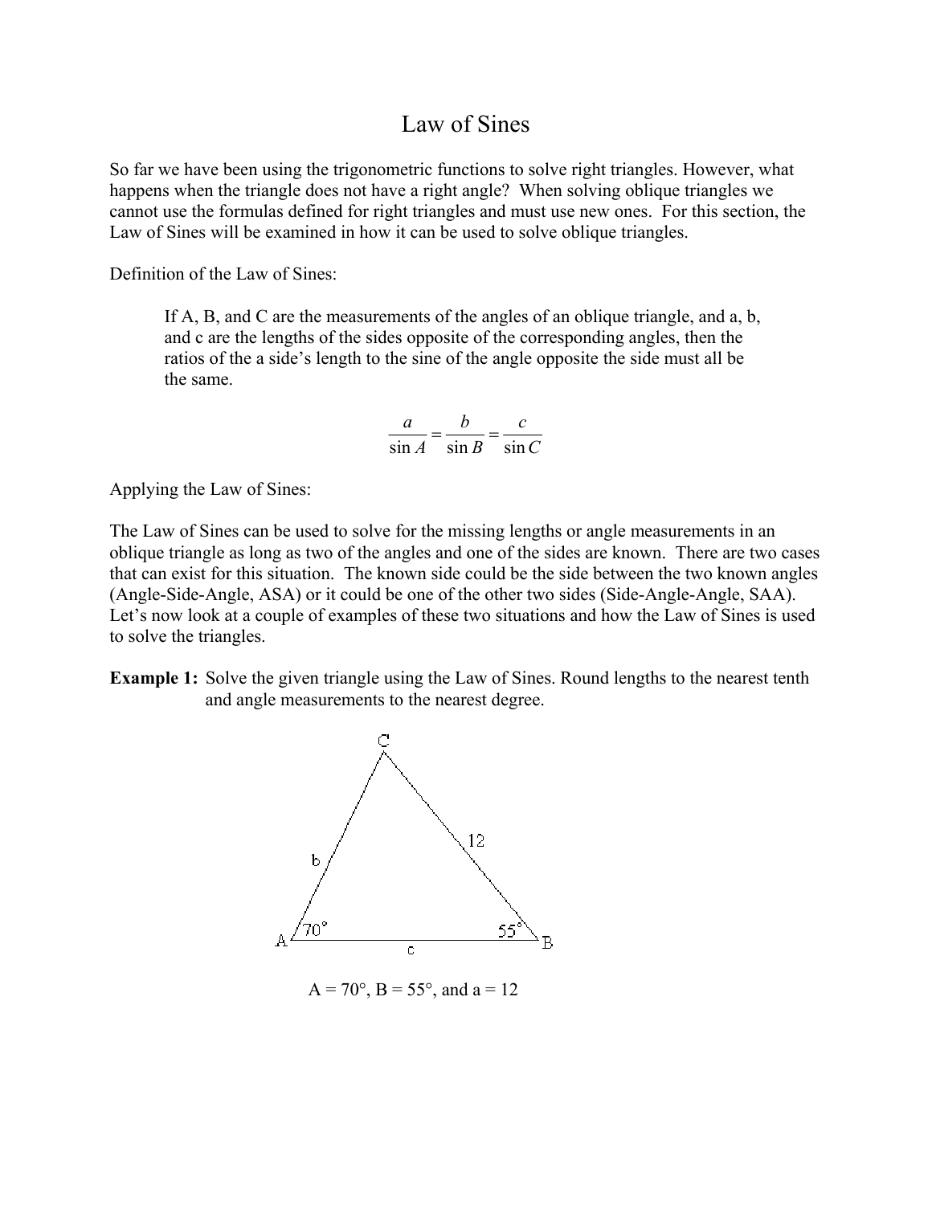# Law of Sines

So far we have been using the trigonometric functions to solve right triangles. However, what happens when the triangle does not have a right angle? When solving oblique triangles we cannot use the formulas defined for right triangles and must use new ones. For this section, the Law of Sines will be examined in how it can be used to solve oblique triangles.

Definition of the Law of Sines:

> If A, B, and C are the measurements of the angles of an oblique triangle, and a, b, and c are the lengths of the sides opposite of the corresponding angles, then the ratios of the a side's length to the sine of the angle opposite the side must all be the same.
>
> $$\frac{a}{\sin A} = \frac{b}{\sin B} = \frac{c}{\sin C}$$

Applying the Law of Sines:

The Law of Sines can be used to solve for the missing lengths or angle measurements in an oblique triangle as long as two of the angles and one of the sides are known. There are two cases that can exist for this situation. The known side could be the side between the two known angles (Angle-Side-Angle, ASA) or it could be one of the other two sides (Side-Angle-Angle, SAA). Let's now look at a couple of examples of these two situations and how the Law of Sines is used to solve the triangles.

**Example 1:** Solve the given triangle using the Law of Sines. Round lengths to the nearest tenth and angle measurements to the nearest degree.

$A = 70°$, $B = 55°$, and $a = 12$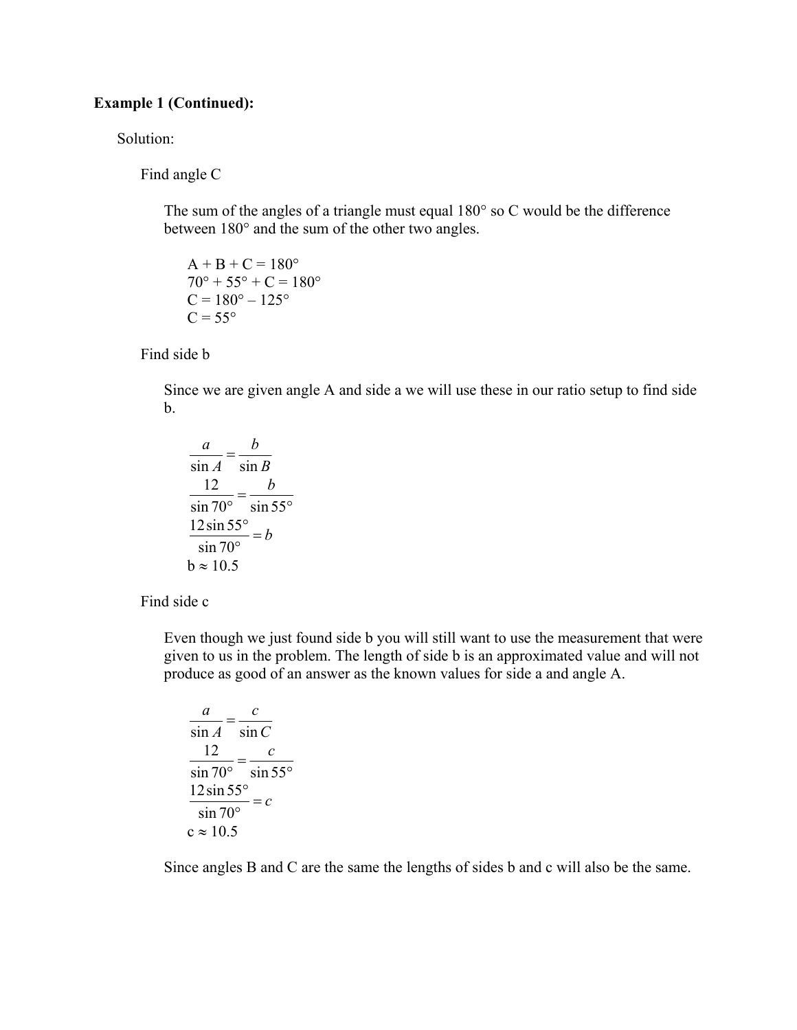**Example 1 (Continued):**

Solution:

Find angle C

The sum of the angles of a triangle must equal 180° so C would be the difference between 180° and the sum of the other two angles.

$$A + B + C = 180°$$
$$70° + 55° + C = 180°$$
$$C = 180° - 125°$$
$$C = 55°$$

Find side b

Since we are given angle A and side a we will use these in our ratio setup to find side b.

$$\frac{a}{\sin A} = \frac{b}{\sin B}$$
$$\frac{12}{\sin 70°} = \frac{b}{\sin 55°}$$
$$\frac{12 \sin 55°}{\sin 70°} = b$$
$$b \approx 10.5$$

Find side c

Even though we just found side b you will still want to use the measurement that were given to us in the problem. The length of side b is an approximated value and will not produce as good of an answer as the known values for side a and angle A.

$$\frac{a}{\sin A} = \frac{c}{\sin C}$$
$$\frac{12}{\sin 70°} = \frac{c}{\sin 55°}$$
$$\frac{12 \sin 55°}{\sin 70°} = c$$
$$c \approx 10.5$$

Since angles B and C are the same the lengths of sides b and c will also be the same.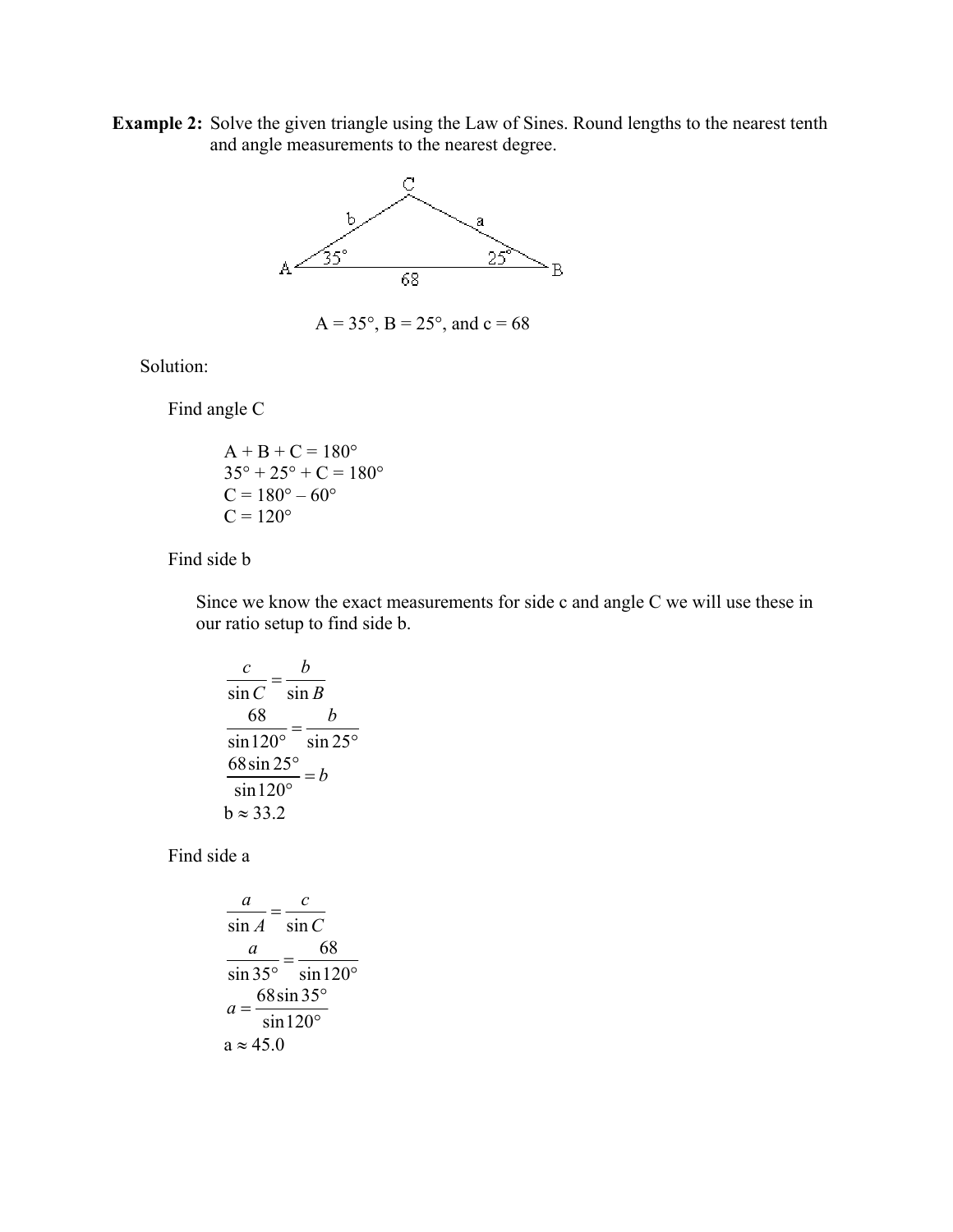**Example 2:** Solve the given triangle using the Law of Sines. Round lengths to the nearest tenth and angle measurements to the nearest degree.

$A = 35°$, $B = 25°$, and $c = 68$

Solution:

Find angle C

$$A + B + C = 180°$$
$$35° + 25° + C = 180°$$
$$C = 180° - 60°$$
$$C = 120°$$

Find side b

Since we know the exact measurements for side c and angle C we will use these in our ratio setup to find side b.

$$\frac{c}{\sin C} = \frac{b}{\sin B}$$
$$\frac{68}{\sin 120°} = \frac{b}{\sin 25°}$$
$$\frac{68 \sin 25°}{\sin 120°} = b$$
$$b \approx 33.2$$

Find side a

$$\frac{a}{\sin A} = \frac{c}{\sin C}$$
$$\frac{a}{\sin 35°} = \frac{68}{\sin 120°}$$
$$a = \frac{68 \sin 35°}{\sin 120°}$$
$$a \approx 45.0$$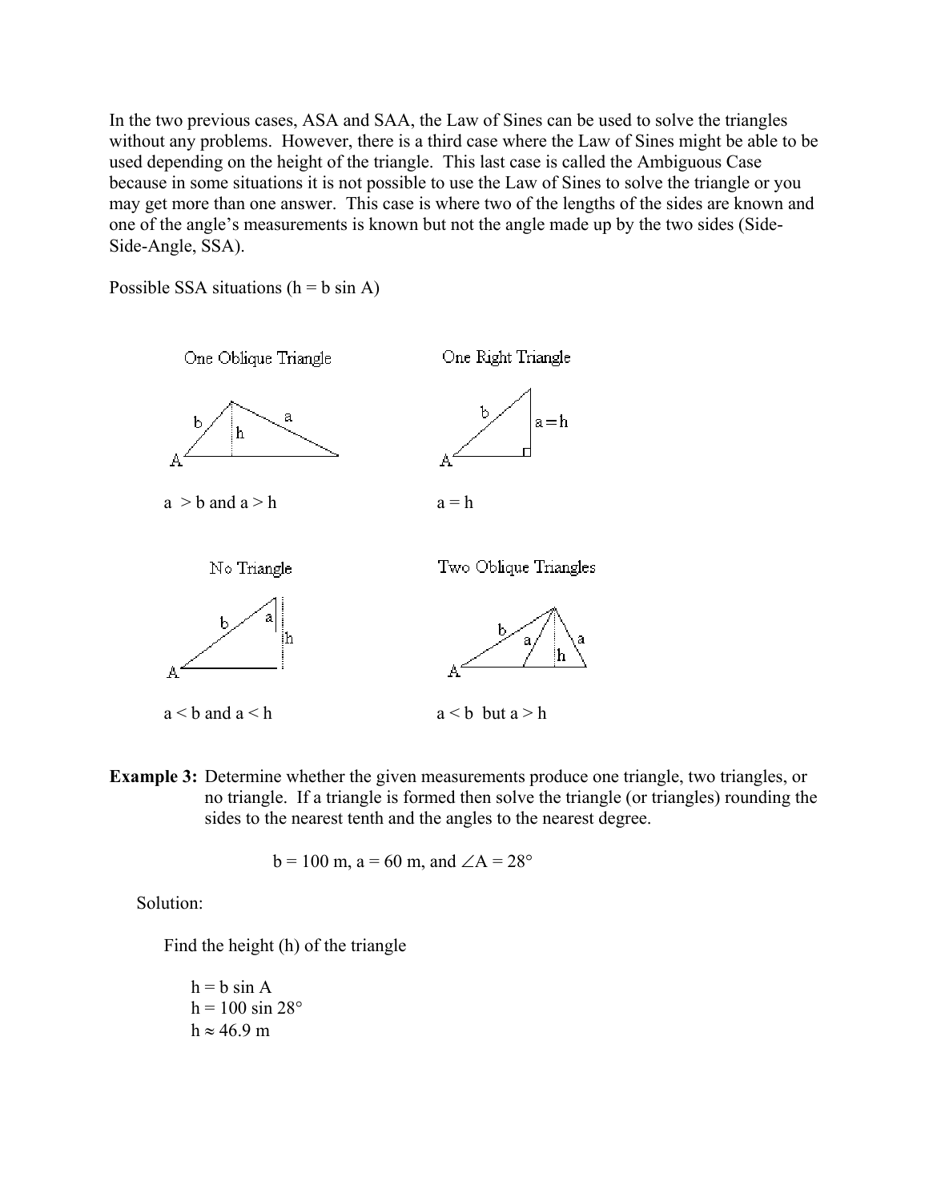In the two previous cases, ASA and SAA, the Law of Sines can be used to solve the triangles without any problems. However, there is a third case where the Law of Sines might be able to be used depending on the height of the triangle. This last case is called the Ambiguous Case because in some situations it is not possible to use the Law of Sines to solve the triangle or you may get more than one answer. This case is where two of the lengths of the sides are known and one of the angle's measurements is known but not the angle made up by the two sides (Side-Side-Angle, SSA).

Possible SSA situations ($h = b \sin A$)

One Oblique Triangle

$a > b$ and $a > h$

One Right Triangle

$a = h$

No Triangle

$a < b$ and $a < h$

Two Oblique Triangles

$a < b$ but $a > h$

**Example 3:** Determine whether the given measurements produce one triangle, two triangles, or no triangle. If a triangle is formed then solve the triangle (or triangles) rounding the sides to the nearest tenth and the angles to the nearest degree.

$$b = 100 \text{ m},\ a = 60 \text{ m, and } \angle A = 28°$$

Solution:

Find the height (h) of the triangle

$h = b \sin A$
$h = 100 \sin 28°$
$h \approx 46.9 \text{ m}$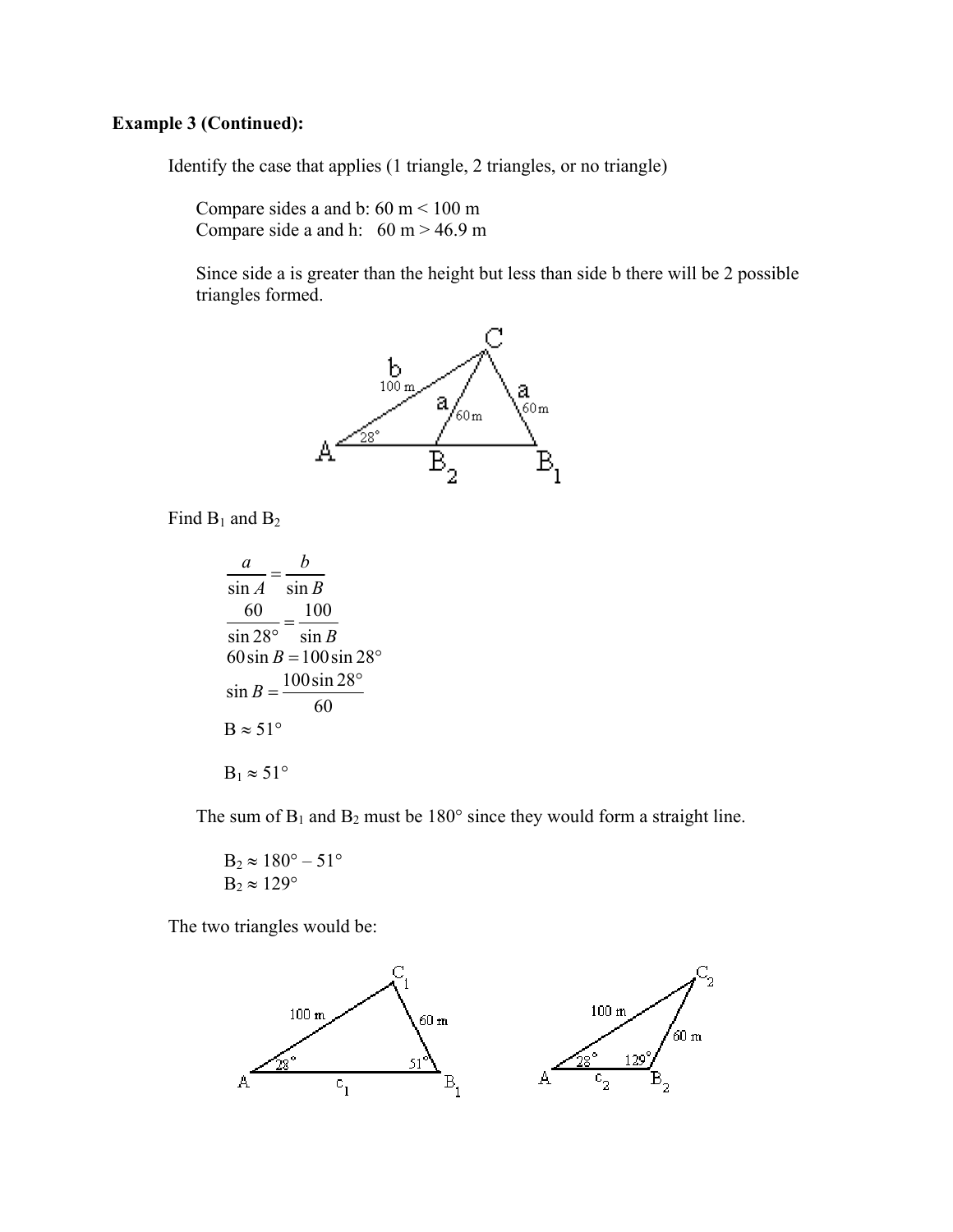**Example 3 (Continued):**

Identify the case that applies (1 triangle, 2 triangles, or no triangle)

Compare sides a and b: 60 m < 100 m
Compare side a and h: 60 m > 46.9 m

Since side a is greater than the height but less than side b there will be 2 possible triangles formed.

Find $B_1$ and $B_2$

$$\frac{a}{\sin A} = \frac{b}{\sin B}$$

$$\frac{60}{\sin 28°} = \frac{100}{\sin B}$$

$$60 \sin B = 100 \sin 28°$$

$$\sin B = \frac{100 \sin 28°}{60}$$

$$B \approx 51°$$

$$B_1 \approx 51°$$

The sum of $B_1$ and $B_2$ must be 180° since they would form a straight line.

$$B_2 \approx 180° - 51°$$

$$B_2 \approx 129°$$

The two triangles would be: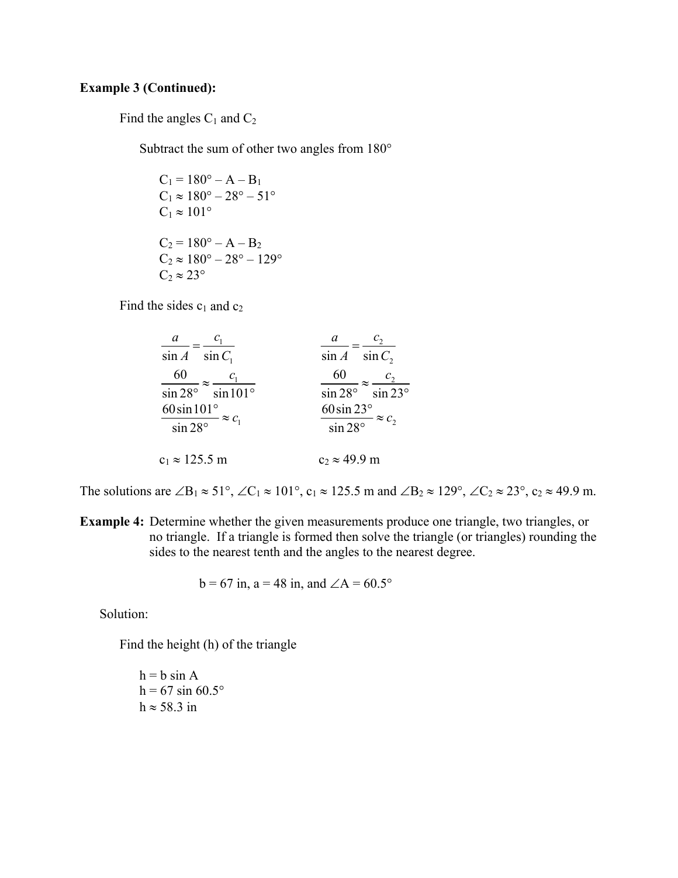**Example 3 (Continued):**

Find the angles $C_1$ and $C_2$

Subtract the sum of other two angles from 180°

$C_1 = 180° - A - B_1$
$C_1 \approx 180° - 28° - 51°$
$C_1 \approx 101°$

$C_2 = 180° - A - B_2$
$C_2 \approx 180° - 28° - 129°$
$C_2 \approx 23°$

Find the sides $c_1$ and $c_2$

$$\frac{a}{\sin A} = \frac{c_1}{\sin C_1} \qquad \frac{a}{\sin A} = \frac{c_2}{\sin C_2}$$

$$\frac{60}{\sin 28°} \approx \frac{c_1}{\sin 101°} \qquad \frac{60}{\sin 28°} \approx \frac{c_2}{\sin 23°}$$

$$\frac{60 \sin 101°}{\sin 28°} \approx c_1 \qquad \frac{60 \sin 23°}{\sin 28°} \approx c_2$$

$c_1 \approx 125.5$ m $\qquad$ $c_2 \approx 49.9$ m

The solutions are $\angle B_1 \approx 51°$, $\angle C_1 \approx 101°$, $c_1 \approx 125.5$ m and $\angle B_2 \approx 129°$, $\angle C_2 \approx 23°$, $c_2 \approx 49.9$ m.

**Example 4:** Determine whether the given measurements produce one triangle, two triangles, or no triangle. If a triangle is formed then solve the triangle (or triangles) rounding the sides to the nearest tenth and the angles to the nearest degree.

$b = 67$ in, $a = 48$ in, and $\angle A = 60.5°$

Solution:

Find the height (h) of the triangle

$h = b \sin A$
$h = 67 \sin 60.5°$
$h \approx 58.3$ in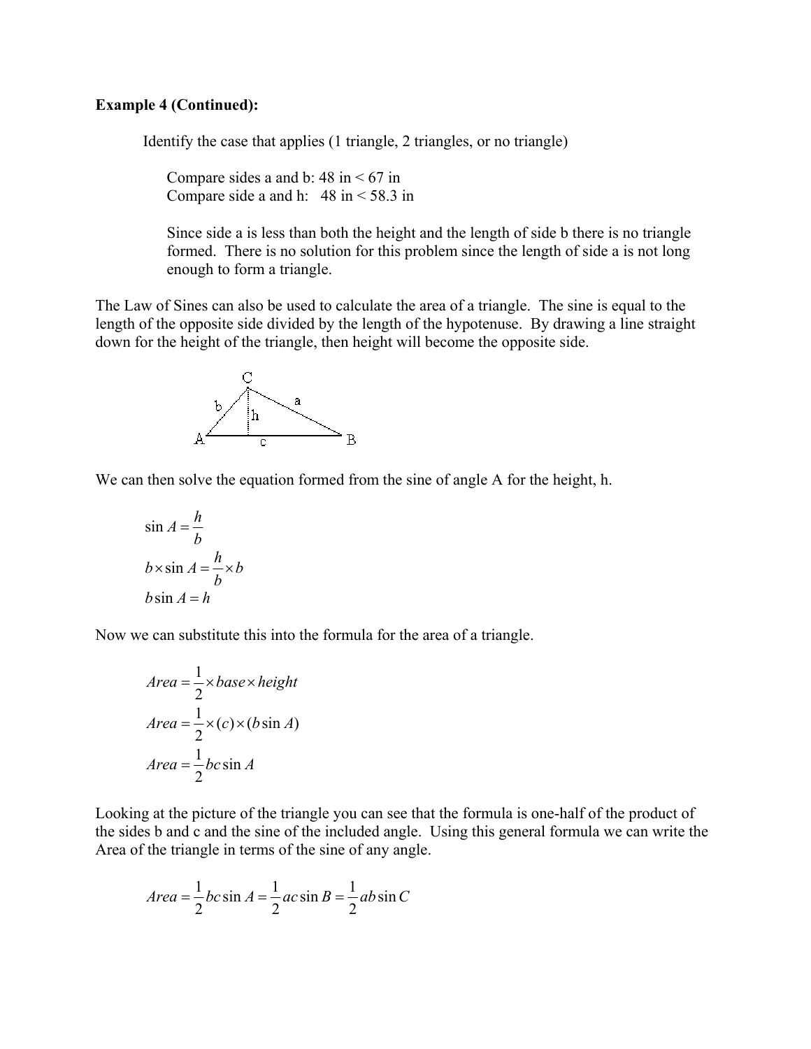**Example 4 (Continued):**

Identify the case that applies (1 triangle, 2 triangles, or no triangle)

Compare sides a and b: 48 in < 67 in
Compare side a and h: 48 in < 58.3 in

Since side a is less than both the height and the length of side b there is no triangle formed. There is no solution for this problem since the length of side a is not long enough to form a triangle.

The Law of Sines can also be used to calculate the area of a triangle. The sine is equal to the length of the opposite side divided by the length of the hypotenuse. By drawing a line straight down for the height of the triangle, then height will become the opposite side.

We can then solve the equation formed from the sine of angle A for the height, h.

$$\sin A = \frac{h}{b}$$

$$b \times \sin A = \frac{h}{b} \times b$$

$$b \sin A = h$$

Now we can substitute this into the formula for the area of a triangle.

$$Area = \frac{1}{2} \times base \times height$$

$$Area = \frac{1}{2} \times (c) \times (b \sin A)$$

$$Area = \frac{1}{2} bc \sin A$$

Looking at the picture of the triangle you can see that the formula is one-half of the product of the sides b and c and the sine of the included angle. Using this general formula we can write the Area of the triangle in terms of the sine of any angle.

$$Area = \frac{1}{2} bc \sin A = \frac{1}{2} ac \sin B = \frac{1}{2} ab \sin C$$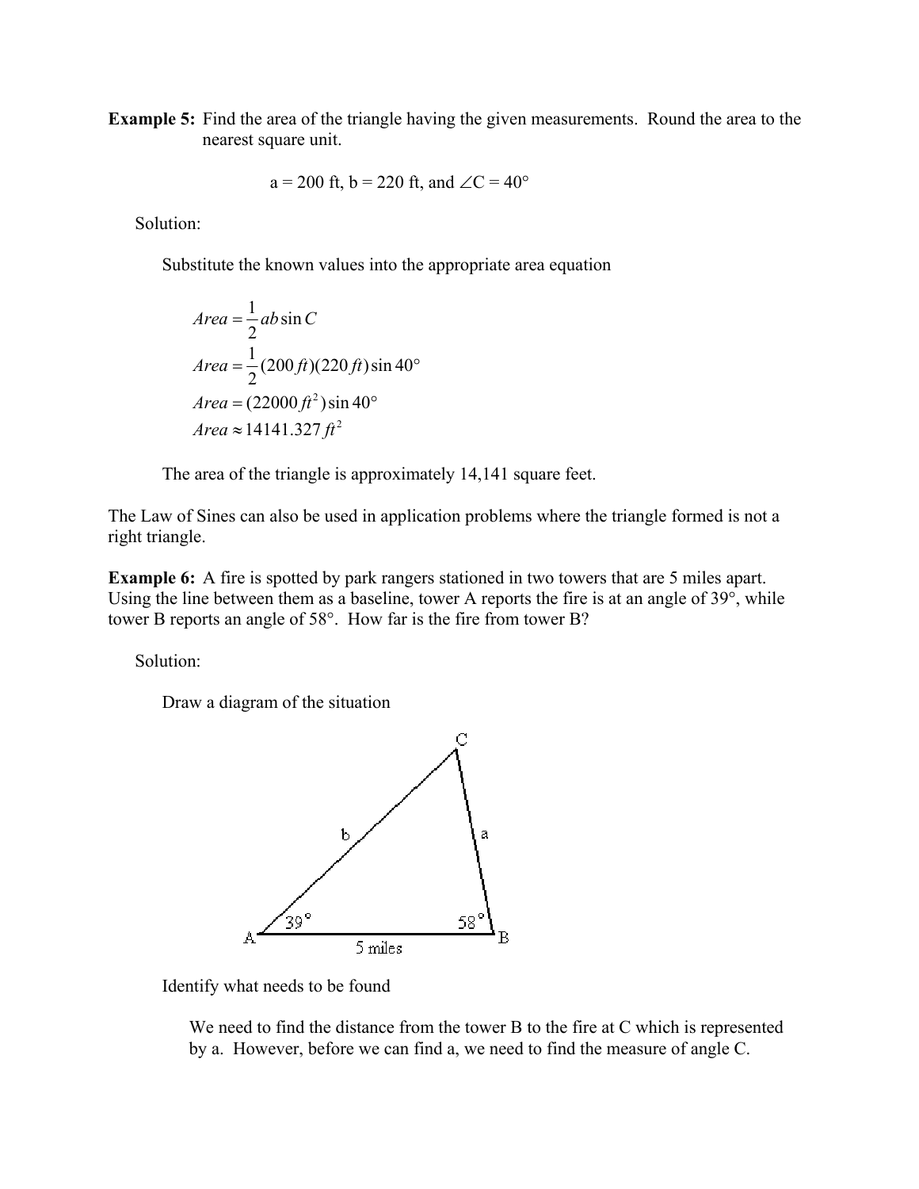**Example 5:** Find the area of the triangle having the given measurements. Round the area to the nearest square unit.

$$a = 200 \text{ ft},\ b = 220 \text{ ft, and } \angle C = 40°$$

Solution:

Substitute the known values into the appropriate area equation

$$Area = \frac{1}{2}ab\sin C$$

$$Area = \frac{1}{2}(200\,ft)(220\,ft)\sin 40°$$

$$Area = (22000\,ft^2)\sin 40°$$

$$Area \approx 14141.327\,ft^2$$

The area of the triangle is approximately 14,141 square feet.

The Law of Sines can also be used in application problems where the triangle formed is not a right triangle.

**Example 6:** A fire is spotted by park rangers stationed in two towers that are 5 miles apart. Using the line between them as a baseline, tower A reports the fire is at an angle of 39°, while tower B reports an angle of 58°. How far is the fire from tower B?

Solution:

Draw a diagram of the situation

Identify what needs to be found

We need to find the distance from the tower B to the fire at C which is represented by a. However, before we can find a, we need to find the measure of angle C.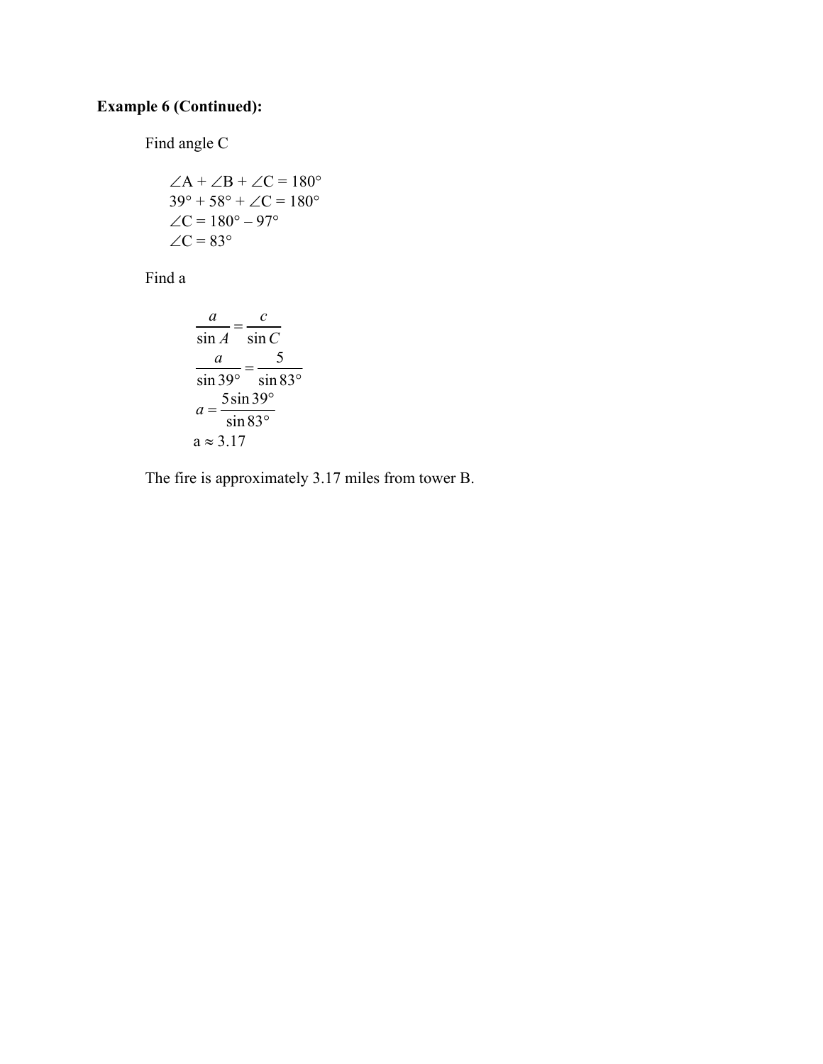**Example 6 (Continued):**

Find angle C

$\angle A + \angle B + \angle C = 180°$
$39° + 58° + \angle C = 180°$
$\angle C = 180° - 97°$
$\angle C = 83°$

Find a

$$\frac{a}{\sin A} = \frac{c}{\sin C}$$
$$\frac{a}{\sin 39°} = \frac{5}{\sin 83°}$$
$$a = \frac{5 \sin 39°}{\sin 83°}$$
$$a \approx 3.17$$

The fire is approximately 3.17 miles from tower B.